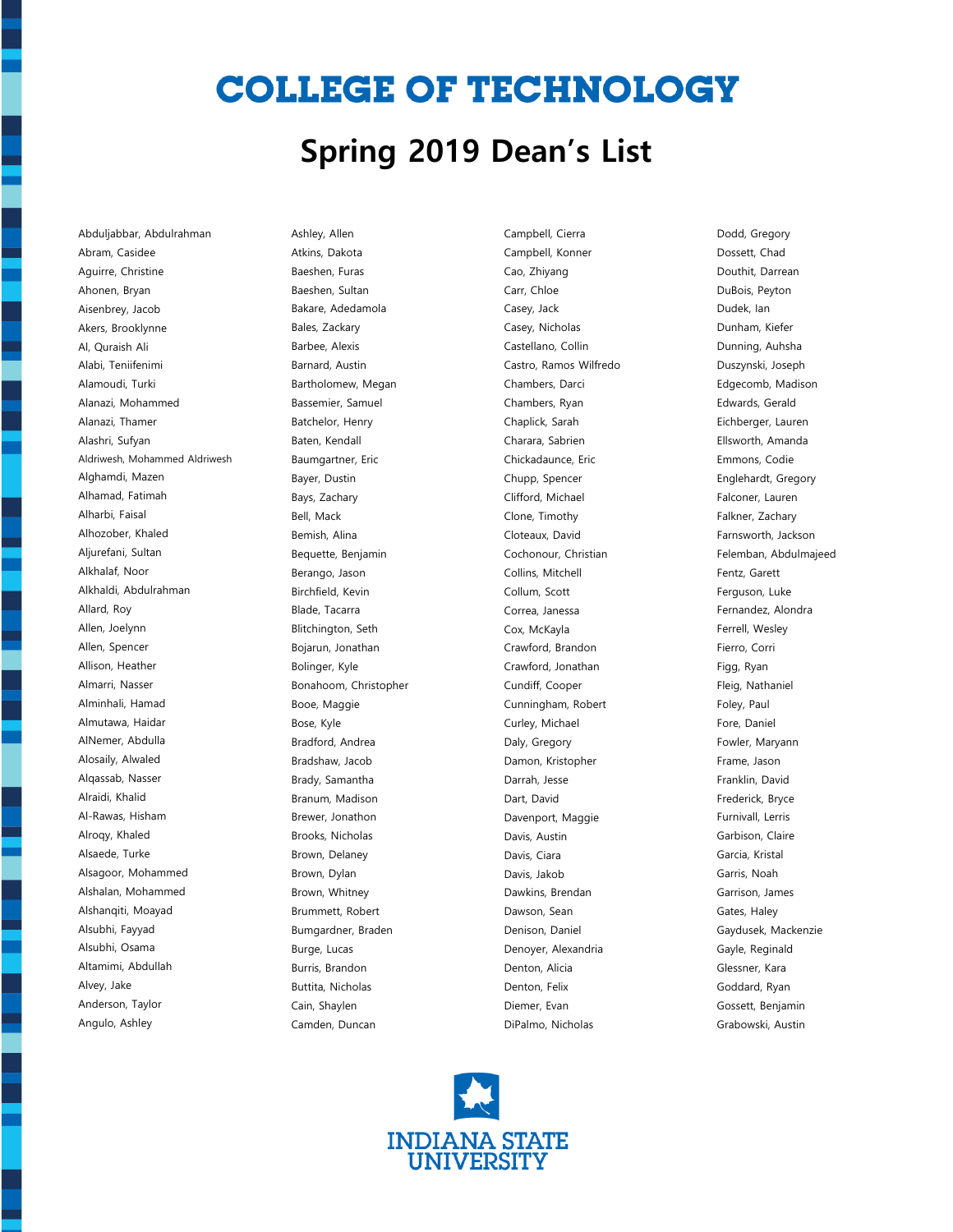# COLLEGE OF TECHNOLOGY

## Spring 2019 Dean's List

Abduljabbar, Abdulrahman
Abram, Casidee
Aguirre, Christine
Ahonen, Bryan
Aisenbrey, Jacob
Akers, Brooklynne
Al, Quraish Ali
Alabi, Teniifenimi
Alamoudi, Turki
Alanazi, Mohammed
Alanazi, Thamer
Alashri, Sufyan
Aldriwesh, Mohammed Aldriwesh
Alghamdi, Mazen
Alhamad, Fatimah
Alharbi, Faisal
Alhozober, Khaled
Aljurefani, Sultan
Alkhalaf, Noor
Alkhaldi, Abdulrahman
Allard, Roy
Allen, Joelynn
Allen, Spencer
Allison, Heather
Almarri, Nasser
Alminhali, Hamad
Almutawa, Haidar
AlNemer, Abdulla
Alosaily, Alwaled
Alqassab, Nasser
Alraidi, Khalid
Al-Rawas, Hisham
Alroqy, Khaled
Alsaede, Turke
Alsagoor, Mohammed
Alshalan, Mohammed
Alshanqiti, Moayad
Alsubhi, Fayyad
Alsubhi, Osama
Altamimi, Abdullah
Alvey, Jake
Anderson, Taylor
Angulo, Ashley

Ashley, Allen
Atkins, Dakota
Baeshen, Furas
Baeshen, Sultan
Bakare, Adedamola
Bales, Zackary
Barbee, Alexis
Barnard, Austin
Bartholomew, Megan
Bassemier, Samuel
Batchelor, Henry
Baten, Kendall
Baumgartner, Eric
Bayer, Dustin
Bays, Zachary
Bell, Mack
Bemish, Alina
Bequette, Benjamin
Berango, Jason
Birchfield, Kevin
Blade, Tacarra
Blitchington, Seth
Bojarun, Jonathan
Bolinger, Kyle
Bonahoom, Christopher
Booe, Maggie
Bose, Kyle
Bradford, Andrea
Bradshaw, Jacob
Brady, Samantha
Branum, Madison
Brewer, Jonathon
Brooks, Nicholas
Brown, Delaney
Brown, Dylan
Brown, Whitney
Brummett, Robert
Bumgardner, Braden
Burge, Lucas
Burris, Brandon
Buttita, Nicholas
Cain, Shaylen
Camden, Duncan

Campbell, Cierra
Campbell, Konner
Cao, Zhiyang
Carr, Chloe
Casey, Jack
Casey, Nicholas
Castellano, Collin
Castro, Ramos Wilfredo
Chambers, Darci
Chambers, Ryan
Chaplick, Sarah
Charara, Sabrien
Chickadaunce, Eric
Chupp, Spencer
Clifford, Michael
Clone, Timothy
Cloteaux, David
Cochonour, Christian
Collins, Mitchell
Collum, Scott
Correa, Janessa
Cox, McKayla
Crawford, Brandon
Crawford, Jonathan
Cundiff, Cooper
Cunningham, Robert
Curley, Michael
Daly, Gregory
Damon, Kristopher
Darrah, Jesse
Dart, David
Davenport, Maggie
Davis, Austin
Davis, Ciara
Davis, Jakob
Dawkins, Brendan
Dawson, Sean
Denison, Daniel
Denoyer, Alexandria
Denton, Alicia
Denton, Felix
Diemer, Evan
DiPalmo, Nicholas

Dodd, Gregory
Dossett, Chad
Douthit, Darrean
DuBois, Peyton
Dudek, Ian
Dunham, Kiefer
Dunning, Auhsha
Duszynski, Joseph
Edgecomb, Madison
Edwards, Gerald
Eichberger, Lauren
Ellsworth, Amanda
Emmons, Codie
Englehardt, Gregory
Falconer, Lauren
Falkner, Zachary
Farnsworth, Jackson
Felemban, Abdulmajeed
Fentz, Garett
Ferguson, Luke
Fernandez, Alondra
Ferrell, Wesley
Fierro, Corri
Figg, Ryan
Fleig, Nathaniel
Foley, Paul
Fore, Daniel
Fowler, Maryann
Frame, Jason
Franklin, David
Frederick, Bryce
Furnivall, Lerris
Garbison, Claire
Garcia, Kristal
Garris, Noah
Garrison, James
Gates, Haley
Gaydusek, Mackenzie
Gayle, Reginald
Glessner, Kara
Goddard, Ryan
Gossett, Benjamin
Grabowski, Austin

INDIANA STATE UNIVERSITY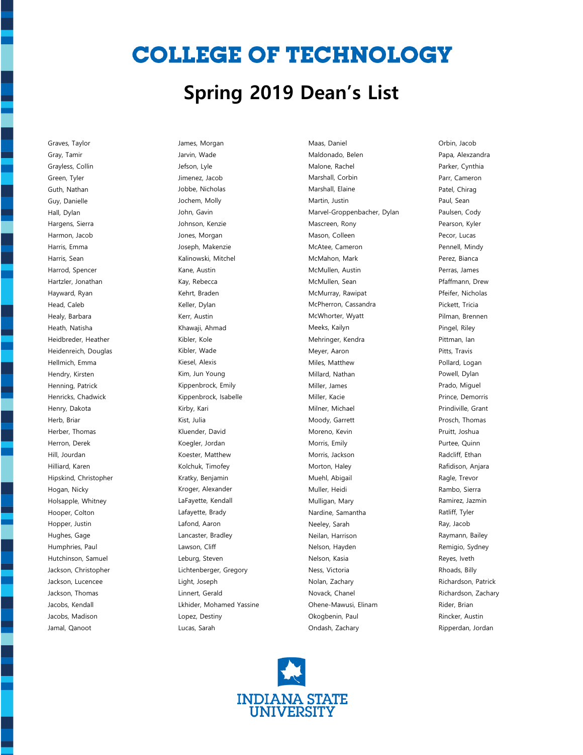# COLLEGE OF TECHNOLOGY

## Spring 2019 Dean's List

Graves, Taylor
Gray, Tamir
Grayless, Collin
Green, Tyler
Guth, Nathan
Guy, Danielle
Hall, Dylan
Hargens, Sierra
Harmon, Jacob
Harris, Emma
Harris, Sean
Harrod, Spencer
Hartzler, Jonathan
Hayward, Ryan
Head, Caleb
Healy, Barbara
Heath, Natisha
Heidbreder, Heather
Heidenreich, Douglas
Hellmich, Emma
Hendry, Kirsten
Henning, Patrick
Henricks, Chadwick
Henry, Dakota
Herb, Briar
Herber, Thomas
Herron, Derek
Hill, Jourdan
Hilliard, Karen
Hipskind, Christopher
Hogan, Nicky
Holsapple, Whitney
Hooper, Colton
Hopper, Justin
Hughes, Gage
Humphries, Paul
Hutchinson, Samuel
Jackson, Christopher
Jackson, Lucencee
Jackson, Thomas
Jacobs, Kendall
Jacobs, Madison
Jamal, Qanoot
James, Morgan
Jarvin, Wade
Jefson, Lyle
Jimenez, Jacob
Jobbe, Nicholas
Jochem, Molly
John, Gavin
Johnson, Kenzie
Jones, Morgan
Joseph, Makenzie
Kalinowski, Mitchel
Kane, Austin
Kay, Rebecca
Kehrt, Braden
Keller, Dylan
Kerr, Austin
Khawaji, Ahmad
Kibler, Kole
Kibler, Wade
Kiesel, Alexis
Kim, Jun Young
Kippenbrock, Emily
Kippenbrock, Isabelle
Kirby, Kari
Kist, Julia
Kluender, David
Koegler, Jordan
Koester, Matthew
Kolchuk, Timofey
Kratky, Benjamin
Kroger, Alexander
LaFayette, Kendall
Lafayette, Brady
Lafond, Aaron
Lancaster, Bradley
Lawson, Cliff
Leburg, Steven
Lichtenberger, Gregory
Light, Joseph
Linnert, Gerald
Lkhider, Mohamed Yassine
Lopez, Destiny
Lucas, Sarah
Maas, Daniel
Maldonado, Belen
Malone, Rachel
Marshall, Corbin
Marshall, Elaine
Martin, Justin
Marvel-Groppenbacher, Dylan
Mascreen, Rony
Mason, Colleen
McAtee, Cameron
McMahon, Mark
McMullen, Austin
McMullen, Sean
McMurray, Rawipat
McPherron, Cassandra
McWhorter, Wyatt
Meeks, Kailyn
Mehringer, Kendra
Meyer, Aaron
Miles, Matthew
Millard, Nathan
Miller, James
Miller, Kacie
Milner, Michael
Moody, Garrett
Moreno, Kevin
Morris, Emily
Morris, Jackson
Morton, Haley
Muehl, Abigail
Muller, Heidi
Mulligan, Mary
Nardine, Samantha
Neeley, Sarah
Neilan, Harrison
Nelson, Hayden
Nelson, Kasia
Ness, Victoria
Nolan, Zachary
Novack, Chanel
Ohene-Mawusi, Elinam
Okogbenin, Paul
Ondash, Zachary
Orbin, Jacob
Papa, Alexzandra
Parker, Cynthia
Parr, Cameron
Patel, Chirag
Paul, Sean
Paulsen, Cody
Pearson, Kyler
Pecor, Lucas
Pennell, Mindy
Perez, Bianca
Perras, James
Pfaffmann, Drew
Pfeifer, Nicholas
Pickett, Tricia
Pilman, Brennen
Pingel, Riley
Pittman, Ian
Pitts, Travis
Pollard, Logan
Powell, Dylan
Prado, Miguel
Prince, Demorris
Prindiville, Grant
Prosch, Thomas
Pruitt, Joshua
Purtee, Quinn
Radcliff, Ethan
Rafidison, Anjara
Ragle, Trevor
Rambo, Sierra
Ramirez, Jazmin
Ratliff, Tyler
Ray, Jacob
Raymann, Bailey
Remigio, Sydney
Reyes, Iveth
Rhoads, Billy
Richardson, Patrick
Richardson, Zachary
Rider, Brian
Rincker, Austin
Ripperdan, Jordan

INDIANA STATE UNIVERSITY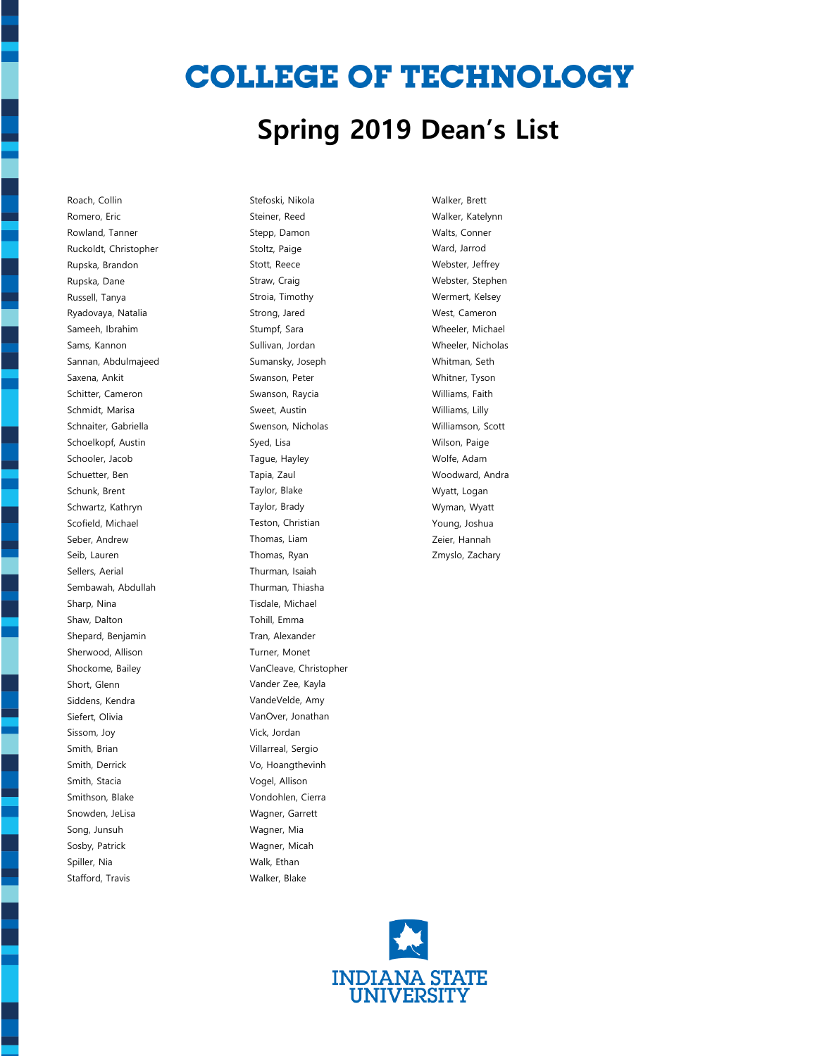# COLLEGE OF TECHNOLOGY

## Spring 2019 Dean's List

Roach, Collin
Romero, Eric
Rowland, Tanner
Ruckoldt, Christopher
Rupska, Brandon
Rupska, Dane
Russell, Tanya
Ryadovaya, Natalia
Sameeh, Ibrahim
Sams, Kannon
Sannan, Abdulmajeed
Saxena, Ankit
Schitter, Cameron
Schmidt, Marisa
Schnaiter, Gabriella
Schoelkopf, Austin
Schooler, Jacob
Schuetter, Ben
Schunk, Brent
Schwartz, Kathryn
Scofield, Michael
Seber, Andrew
Seib, Lauren
Sellers, Aerial
Sembawah, Abdullah
Sharp, Nina
Shaw, Dalton
Shepard, Benjamin
Sherwood, Allison
Shockome, Bailey
Short, Glenn
Siddens, Kendra
Siefert, Olivia
Sissom, Joy
Smith, Brian
Smith, Derrick
Smith, Stacia
Smithson, Blake
Snowden, JeLisa
Song, Junsuh
Sosby, Patrick
Spiller, Nia
Stafford, Travis
Stefoski, Nikola
Steiner, Reed
Stepp, Damon
Stoltz, Paige
Stott, Reece
Straw, Craig
Stroia, Timothy
Strong, Jared
Stumpf, Sara
Sullivan, Jordan
Sumansky, Joseph
Swanson, Peter
Swanson, Raycia
Sweet, Austin
Swenson, Nicholas
Syed, Lisa
Tague, Hayley
Tapia, Zaul
Taylor, Blake
Taylor, Brady
Teston, Christian
Thomas, Liam
Thomas, Ryan
Thurman, Isaiah
Thurman, Thiasha
Tisdale, Michael
Tohill, Emma
Tran, Alexander
Turner, Monet
VanCleave, Christopher
Vander Zee, Kayla
VandeVelde, Amy
VanOver, Jonathan
Vick, Jordan
Villarreal, Sergio
Vo, Hoangthevinh
Vogel, Allison
Vondohlen, Cierra
Wagner, Garrett
Wagner, Mia
Wagner, Micah
Walk, Ethan
Walker, Blake
Walker, Brett
Walker, Katelynn
Walts, Conner
Ward, Jarrod
Webster, Jeffrey
Webster, Stephen
Wermert, Kelsey
West, Cameron
Wheeler, Michael
Wheeler, Nicholas
Whitman, Seth
Whitner, Tyson
Williams, Faith
Williams, Lilly
Williamson, Scott
Wilson, Paige
Wolfe, Adam
Woodward, Andra
Wyatt, Logan
Wyman, Wyatt
Young, Joshua
Zeier, Hannah
Zmyslo, Zachary

INDIANA STATE UNIVERSITY